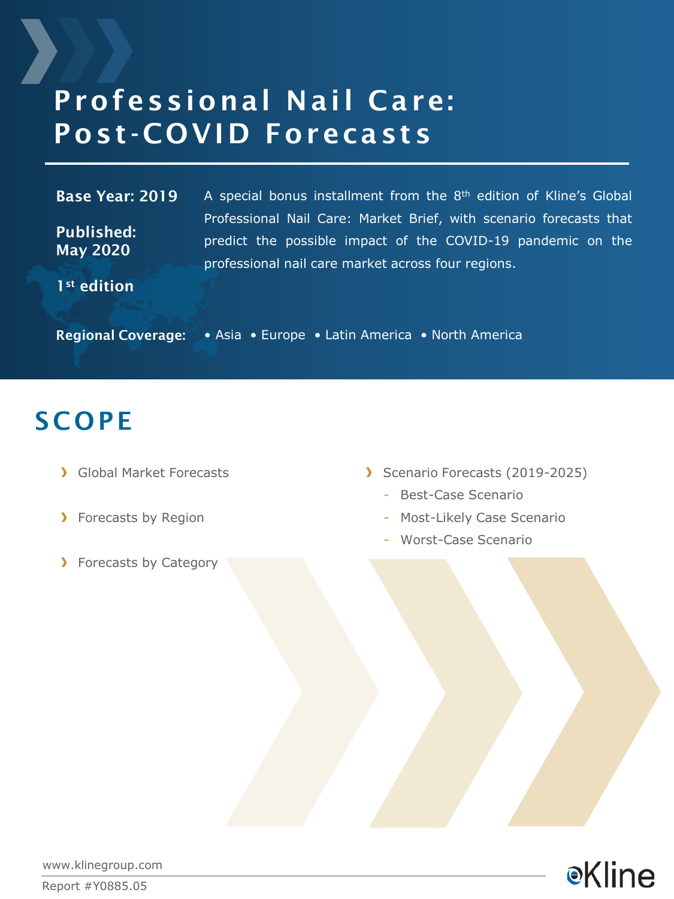# Professional Nail Care: Post-COVID Forecasts

**Base Year: 2019**

**Published: May 2020**

**1st edition**

A special bonus installment from the 8th edition of Kline's Global Professional Nail Care: Market Brief, with scenario forecasts that predict the possible impact of the COVID-19 pandemic on the professional nail care market across four regions.

**Regional Coverage:** • Asia • Europe • Latin America • North America

## SCOPE

- Global Market Forecasts
- Forecasts by Region
- Forecasts by Category
- Scenario Forecasts (2019-2025)
  - Best-Case Scenario
  - Most-Likely Case Scenario
  - Worst-Case Scenario

www.klinegroup.com

Report #Y0885.05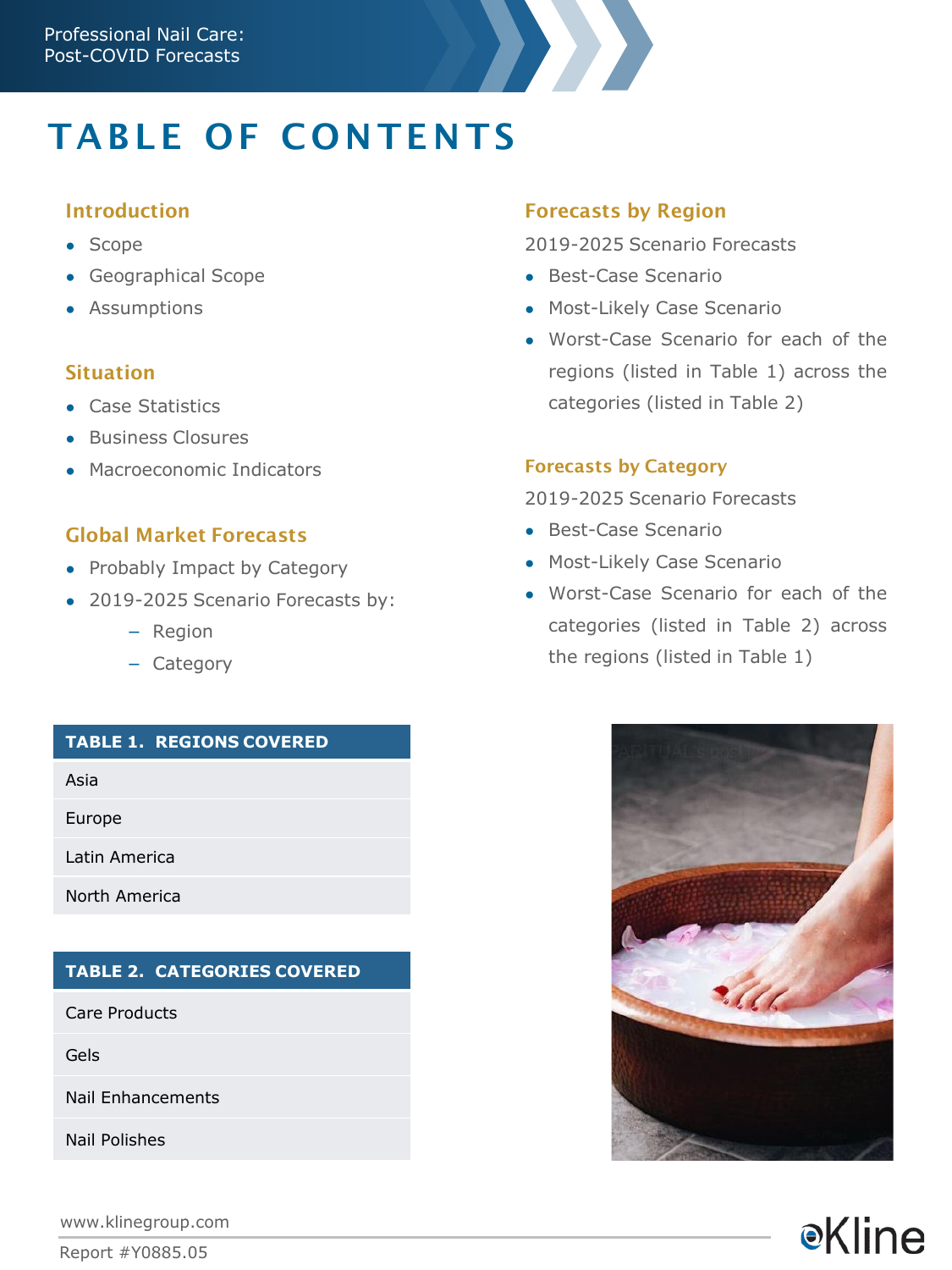# TABLE OF CONTENTS

### Introduction

- Scope
- Geographical Scope
- Assumptions

### Situation

- Case Statistics
- Business Closures
- Macroeconomic Indicators

### Global Market Forecasts

- Probably Impact by Category
- 2019-2025 Scenario Forecasts by:
  - Region
  - Category

### Forecasts by Region

2019-2025 Scenario Forecasts

- Best-Case Scenario
- Most-Likely Case Scenario
- Worst-Case Scenario for each of the regions (listed in Table 1) across the categories (listed in Table 2)

### Forecasts by Category

2019-2025 Scenario Forecasts

- Best-Case Scenario
- Most-Likely Case Scenario
- Worst-Case Scenario for each of the categories (listed in Table 2) across the regions (listed in Table 1)

| TABLE 1. REGIONS COVERED |
|---|
| Asia |
| Europe |
| Latin America |
| North America |

| TABLE 2. CATEGORIES COVERED |
|---|
| Care Products |
| Gels |
| Nail Enhancements |
| Nail Polishes |

www.klinegroup.com

Report #Y0885.05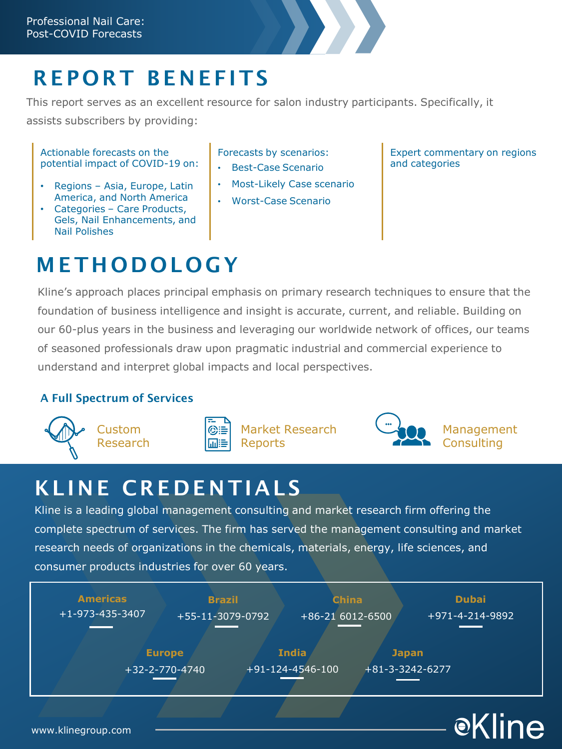# REPORT BENEFITS

This report serves as an excellent resource for salon industry participants. Specifically, it assists subscribers by providing:

Actionable forecasts on the potential impact of COVID-19 on:

- Regions – Asia, Europe, Latin America, and North America
- Categories – Care Products, Gels, Nail Enhancements, and Nail Polishes

Forecasts by scenarios:

- Best-Case Scenario
- Most-Likely Case scenario
- Worst-Case Scenario

Expert commentary on regions and categories

# METHODOLOGY

Kline's approach places principal emphasis on primary research techniques to ensure that the foundation of business intelligence and insight is accurate, current, and reliable. Building on our 60-plus years in the business and leveraging our worldwide network of offices, our teams of seasoned professionals draw upon pragmatic industrial and commercial experience to understand and interpret global impacts and local perspectives.

### A Full Spectrum of Services

Custom Research

Market Research Reports

Management Consulting

# KLINE CREDENTIALS

Kline is a leading global management consulting and market research firm offering the complete spectrum of services. The firm has served the management consulting and market research needs of organizations in the chemicals, materials, energy, life sciences, and consumer products industries for over 60 years.

**Americas**
+1-973-435-3407

**Brazil**
+55-11-3079-0792

**China**
+86-21 6012-6500

**Dubai**
+971-4-214-9892

**Europe**
+32-2-770-4740

**India**
+91-124-4546-100

**Japan**
+81-3-3242-6277

www.klinegroup.com

Kline